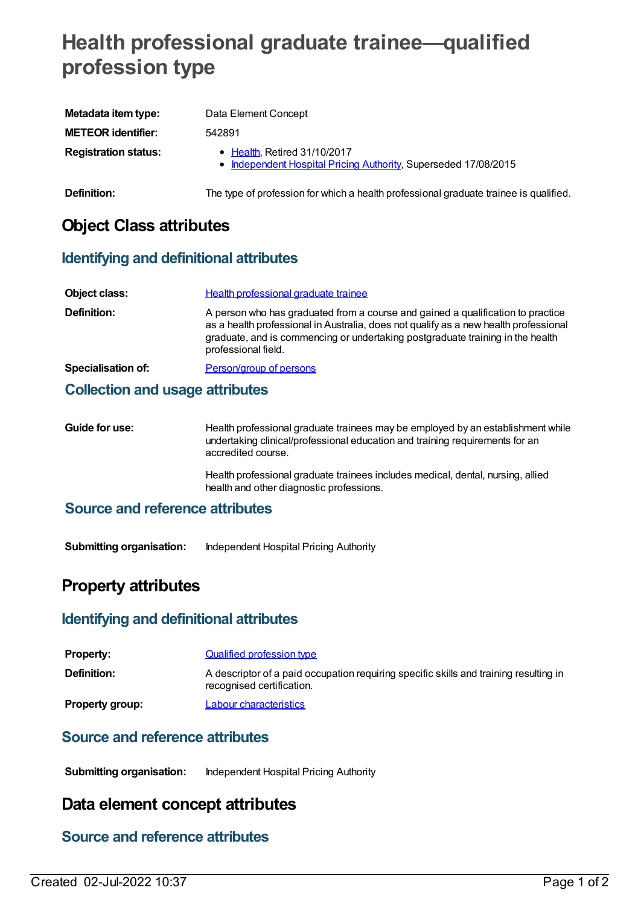# Health professional graduate trainee—qualified profession type

| | |
|---|---|
| **Metadata item type:** | Data Element Concept |
| **METEOR identifier:** | 542891 |
| **Registration status:** | • Health, Retired 31/10/2017<br>• Independent Hospital Pricing Authority, Superseded 17/08/2015 |
| **Definition:** | The type of profession for which a health professional graduate trainee is qualified. |

## Object Class attributes

### Identifying and definitional attributes

| | |
|---|---|
| **Object class:** | Health professional graduate trainee |
| **Definition:** | A person who has graduated from a course and gained a qualification to practice as a health professional in Australia, does not qualify as a new health professional graduate, and is commencing or undertaking postgraduate training in the health professional field. |
| **Specialisation of:** | Person/group of persons |

### Collection and usage attributes

**Guide for use:**

Health professional graduate trainees may be employed by an establishment while undertaking clinical/professional education and training requirements for an accredited course.

Health professional graduate trainees includes medical, dental, nursing, allied health and other diagnostic professions.

### Source and reference attributes

**Submitting organisation:** Independent Hospital Pricing Authority

## Property attributes

### Identifying and definitional attributes

| | |
|---|---|
| **Property:** | Qualified profession type |
| **Definition:** | A descriptor of a paid occupation requiring specific skills and training resulting in recognised certification. |
| **Property group:** | Labour characteristics |

### Source and reference attributes

**Submitting organisation:** Independent Hospital Pricing Authority

## Data element concept attributes

### Source and reference attributes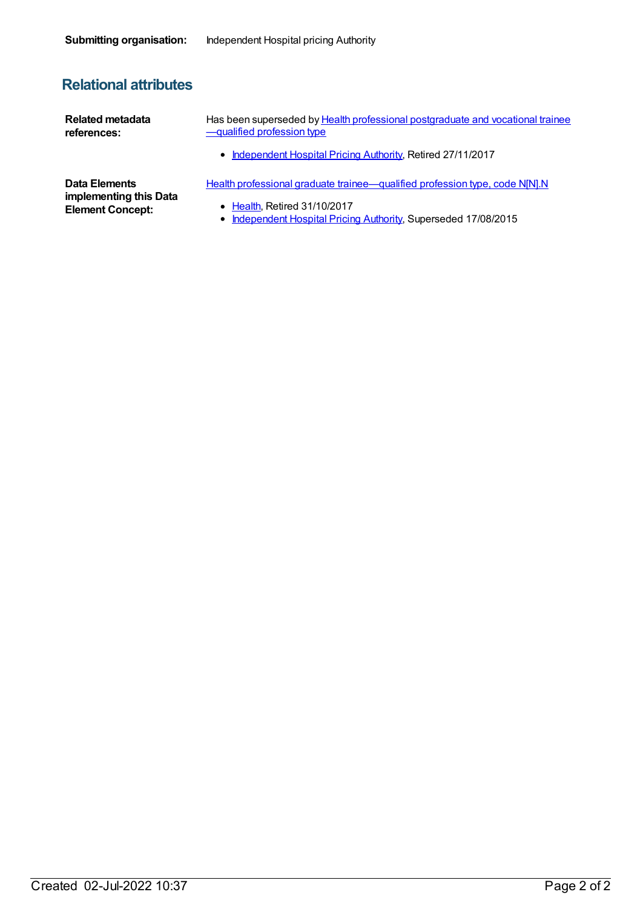**Submitting organisation:** Independent Hospital pricing Authority

## Relational attributes

**Related metadata references:**

Has been superseded by Health professional postgraduate and vocational trainee—qualified profession type

- Independent Hospital Pricing Authority, Retired 27/11/2017

**Data Elements implementing this Data Element Concept:**

Health professional graduate trainee—qualified profession type, code N[N].N

- Health, Retired 31/10/2017
- Independent Hospital Pricing Authority, Superseded 17/08/2015